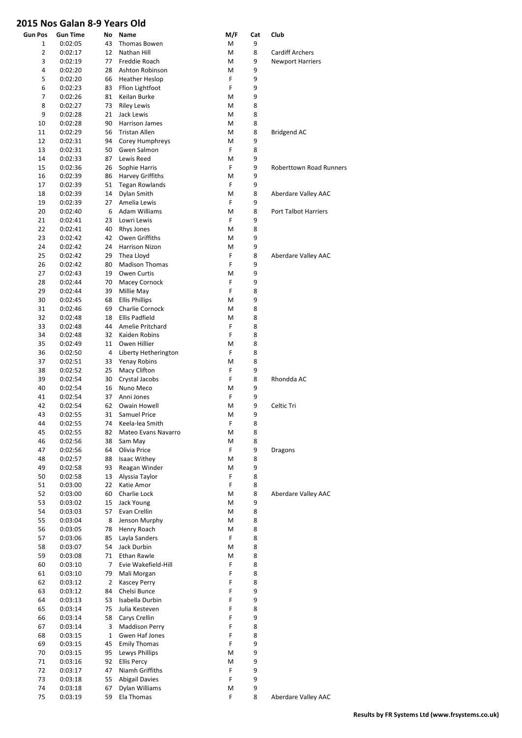# 2015 Nos Galan 8-9 Years Old

| Gun Pos | Gun Time | No | Name | M/F | Cat | Club |
|---|---|---|---|---|---|---|
| 1 | 0:02:05 | 43 | Thomas Bowen | M | 9 | |
| 2 | 0:02:17 | 12 | Nathan Hill | M | 8 | Cardiff Archers |
| 3 | 0:02:19 | 77 | Freddie Roach | M | 9 | Newport Harriers |
| 4 | 0:02:20 | 28 | Ashton Robinson | M | 9 | |
| 5 | 0:02:20 | 66 | Heather Heslop | F | 9 | |
| 6 | 0:02:23 | 83 | Ffion Lightfoot | F | 9 | |
| 7 | 0:02:26 | 81 | Keilan Burke | M | 9 | |
| 8 | 0:02:27 | 73 | Riley Lewis | M | 8 | |
| 9 | 0:02:28 | 21 | Jack Lewis | M | 8 | |
| 10 | 0:02:28 | 90 | Harrison James | M | 8 | |
| 11 | 0:02:29 | 56 | Tristan Allen | M | 8 | Bridgend AC |
| 12 | 0:02:31 | 94 | Corey Humphreys | M | 9 | |
| 13 | 0:02:31 | 50 | Gwen Salmon | F | 8 | |
| 14 | 0:02:33 | 87 | Lewis Reed | M | 9 | |
| 15 | 0:02:36 | 26 | Sophie Harris | F | 9 | Roberttown Road Runners |
| 16 | 0:02:39 | 86 | Harvey Griffiths | M | 9 | |
| 17 | 0:02:39 | 51 | Tegan Rowlands | F | 9 | |
| 18 | 0:02:39 | 14 | Dylan Smith | M | 8 | Aberdare Valley AAC |
| 19 | 0:02:39 | 27 | Amelia Lewis | F | 9 | |
| 20 | 0:02:40 | 6 | Adam Williams | M | 8 | Port Talbot Harriers |
| 21 | 0:02:41 | 23 | Lowri Lewis | F | 9 | |
| 22 | 0:02:41 | 40 | Rhys Jones | M | 8 | |
| 23 | 0:02:42 | 42 | Owen Griffiths | M | 9 | |
| 24 | 0:02:42 | 24 | Harrison Nizon | M | 9 | |
| 25 | 0:02:42 | 29 | Thea Lloyd | F | 8 | Aberdare Valley AAC |
| 26 | 0:02:42 | 80 | Madison Thomas | F | 9 | |
| 27 | 0:02:43 | 19 | Owen Curtis | M | 9 | |
| 28 | 0:02:44 | 70 | Macey Cornock | F | 9 | |
| 29 | 0:02:44 | 39 | Millie May | F | 8 | |
| 30 | 0:02:45 | 68 | Ellis Phillips | M | 9 | |
| 31 | 0:02:46 | 69 | Charlie Cornock | M | 8 | |
| 32 | 0:02:48 | 18 | Ellis Padfield | M | 8 | |
| 33 | 0:02:48 | 44 | Amelie Pritchard | F | 8 | |
| 34 | 0:02:48 | 32 | Kaiden Robins | F | 8 | |
| 35 | 0:02:49 | 11 | Owen Hillier | M | 8 | |
| 36 | 0:02:50 | 4 | Liberty Hetherington | F | 8 | |
| 37 | 0:02:51 | 33 | Yenay Robins | M | 8 | |
| 38 | 0:02:52 | 25 | Macy Clifton | F | 9 | |
| 39 | 0:02:54 | 30 | Crystal Jacobs | F | 8 | Rhondda AC |
| 40 | 0:02:54 | 16 | Nuno Meco | M | 9 | |
| 41 | 0:02:54 | 37 | Anni Jones | F | 9 | |
| 42 | 0:02:54 | 62 | Owain Howell | M | 9 | Celtic Tri |
| 43 | 0:02:55 | 31 | Samuel Price | M | 9 | |
| 44 | 0:02:55 | 74 | Keela-lea Smith | F | 8 | |
| 45 | 0:02:55 | 82 | Mateo Evans Navarro | M | 8 | |
| 46 | 0:02:56 | 38 | Sam May | M | 8 | |
| 47 | 0:02:56 | 64 | Olivia Price | F | 9 | Dragons |
| 48 | 0:02:57 | 88 | Isaac Withey | M | 8 | |
| 49 | 0:02:58 | 93 | Reagan Winder | M | 9 | |
| 50 | 0:02:58 | 13 | Alyssia Taylor | F | 8 | |
| 51 | 0:03:00 | 22 | Katie Amor | F | 8 | |
| 52 | 0:03:00 | 60 | Charlie Lock | M | 8 | Aberdare Valley AAC |
| 53 | 0:03:02 | 15 | Jack Young | M | 9 | |
| 54 | 0:03:03 | 57 | Evan Crellin | M | 8 | |
| 55 | 0:03:04 | 8 | Jenson Murphy | M | 8 | |
| 56 | 0:03:05 | 78 | Henry Roach | M | 8 | |
| 57 | 0:03:06 | 85 | Layla Sanders | F | 8 | |
| 58 | 0:03:07 | 54 | Jack Durbin | M | 8 | |
| 59 | 0:03:08 | 71 | Ethan Rawle | M | 8 | |
| 60 | 0:03:10 | 7 | Evie Wakefield-Hill | F | 8 | |
| 61 | 0:03:10 | 79 | Mali Morgan | F | 8 | |
| 62 | 0:03:12 | 2 | Kascey Perry | F | 8 | |
| 63 | 0:03:12 | 84 | Chelsi Bunce | F | 9 | |
| 64 | 0:03:13 | 53 | Isabella Durbin | F | 9 | |
| 65 | 0:03:14 | 75 | Julia Kesteven | F | 8 | |
| 66 | 0:03:14 | 58 | Carys Crellin | F | 9 | |
| 67 | 0:03:14 | 3 | Maddison Perry | F | 8 | |
| 68 | 0:03:15 | 1 | Gwen Haf Jones | F | 8 | |
| 69 | 0:03:15 | 45 | Emily Thomas | F | 9 | |
| 70 | 0:03:15 | 95 | Lewys Phillips | M | 9 | |
| 71 | 0:03:16 | 92 | Ellis Percy | M | 9 | |
| 72 | 0:03:17 | 47 | Niamh Griffiths | F | 9 | |
| 73 | 0:03:18 | 55 | Abigail Davies | F | 9 | |
| 74 | 0:03:18 | 67 | Dylan Williams | M | 9 | |
| 75 | 0:03:19 | 59 | Ela Thomas | F | 8 | Aberdare Valley AAC |

**Results by FR Systems Ltd (www.frsystems.co.uk)**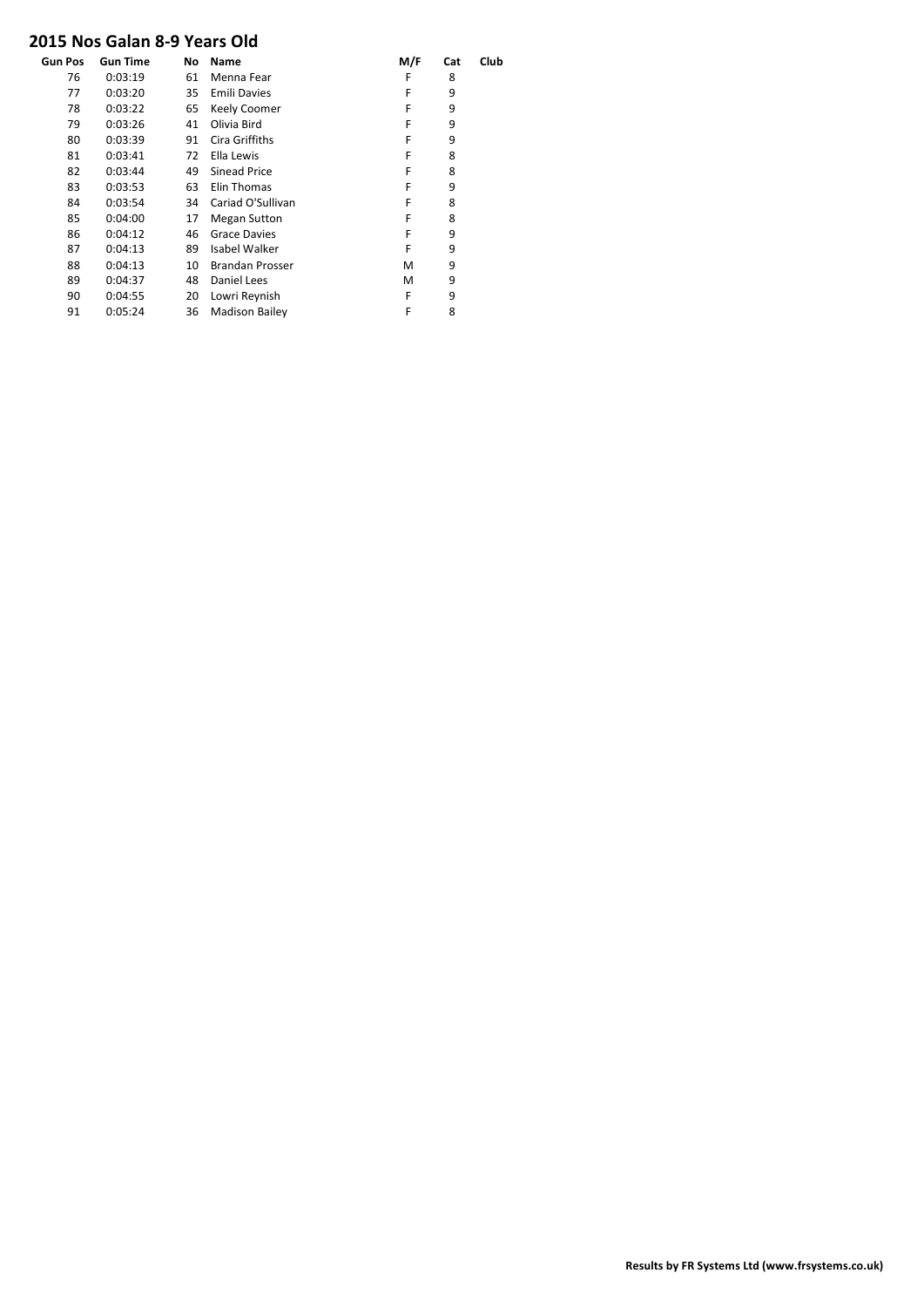## 2015 Nos Galan 8-9 Years Old

| Gun Pos | Gun Time | No | Name | M/F | Cat | Club |
|---|---|---|---|---|---|---|
| 76 | 0:03:19 | 61 | Menna Fear | F | 8 | |
| 77 | 0:03:20 | 35 | Emili Davies | F | 9 | |
| 78 | 0:03:22 | 65 | Keely Coomer | F | 9 | |
| 79 | 0:03:26 | 41 | Olivia Bird | F | 9 | |
| 80 | 0:03:39 | 91 | Cira Griffiths | F | 9 | |
| 81 | 0:03:41 | 72 | Ella Lewis | F | 8 | |
| 82 | 0:03:44 | 49 | Sinead Price | F | 8 | |
| 83 | 0:03:53 | 63 | Elin Thomas | F | 9 | |
| 84 | 0:03:54 | 34 | Cariad O'Sullivan | F | 8 | |
| 85 | 0:04:00 | 17 | Megan Sutton | F | 8 | |
| 86 | 0:04:12 | 46 | Grace Davies | F | 9 | |
| 87 | 0:04:13 | 89 | Isabel Walker | F | 9 | |
| 88 | 0:04:13 | 10 | Brandan Prosser | M | 9 | |
| 89 | 0:04:37 | 48 | Daniel Lees | M | 9 | |
| 90 | 0:04:55 | 20 | Lowri Reynish | F | 9 | |
| 91 | 0:05:24 | 36 | Madison Bailey | F | 8 | |

**Results by FR Systems Ltd (www.frsystems.co.uk)**